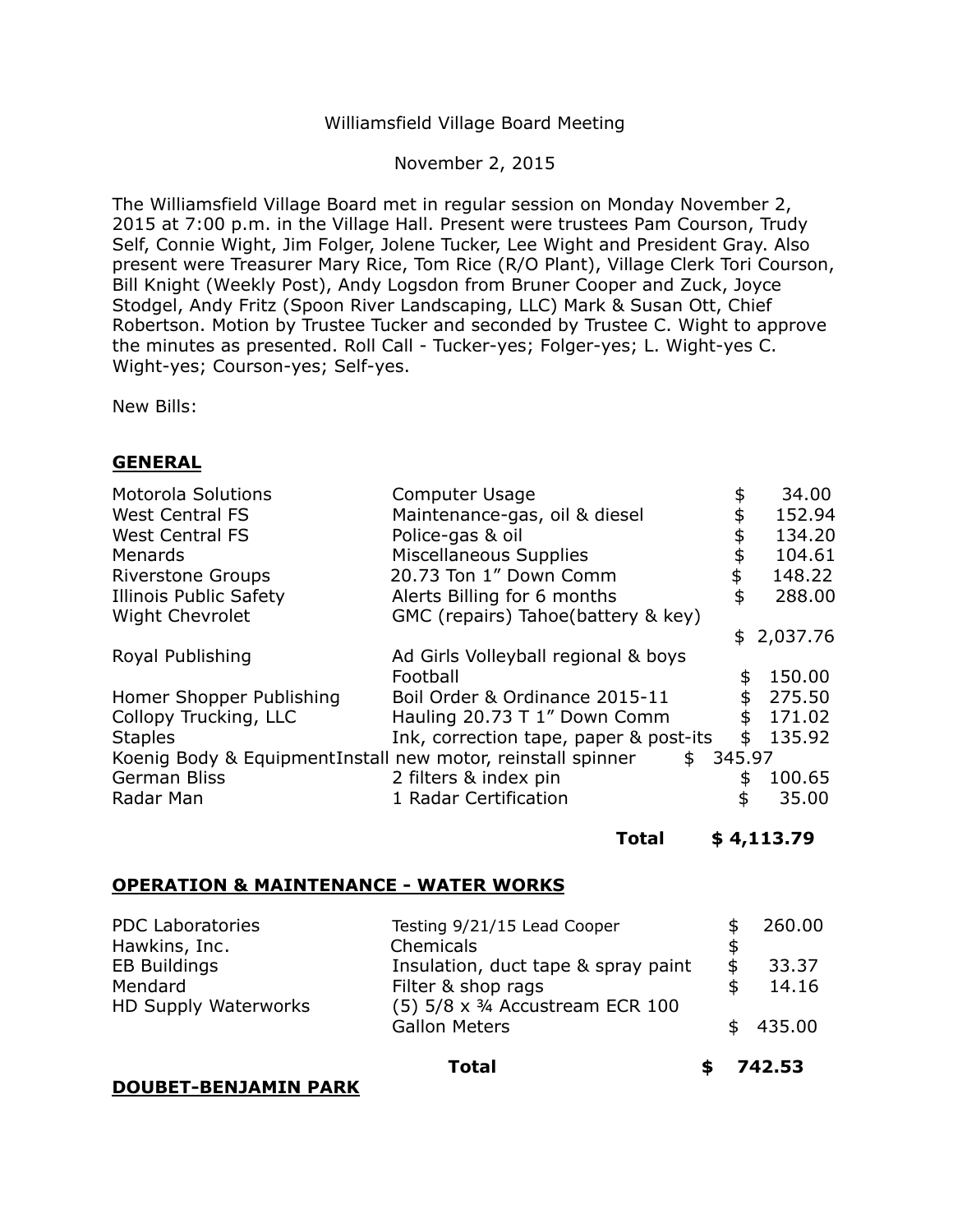Williamsfield Village Board Meeting

November 2, 2015

The Williamsfield Village Board met in regular session on Monday November 2, 2015 at 7:00 p.m. in the Village Hall. Present were trustees Pam Courson, Trudy Self, Connie Wight, Jim Folger, Jolene Tucker, Lee Wight and President Gray. Also present were Treasurer Mary Rice, Tom Rice (R/O Plant), Village Clerk Tori Courson, Bill Knight (Weekly Post), Andy Logsdon from Bruner Cooper and Zuck, Joyce Stodgel, Andy Fritz (Spoon River Landscaping, LLC) Mark & Susan Ott, Chief Robertson. Motion by Trustee Tucker and seconded by Trustee C. Wight to approve the minutes as presented. Roll Call - Tucker-yes; Folger-yes; L. Wight-yes C. Wight-yes; Courson-yes; Self-yes.

New Bills:

## GENERAL

| | | |
|---|---|---|
| Motorola Solutions | Computer Usage | $ 34.00 |
| West Central FS | Maintenance-gas, oil & diesel | $ 152.94 |
| West Central FS | Police-gas & oil | $ 134.20 |
| Menards | Miscellaneous Supplies | $ 104.61 |
| Riverstone Groups | 20.73 Ton 1" Down Comm | $ 148.22 |
| Illinois Public Safety | Alerts Billing for 6 months | $ 288.00 |
| Wight Chevrolet | GMC (repairs) Tahoe(battery & key) | $ 2,037.76 |
| Royal Publishing | Ad Girls Volleyball regional & boys Football | $ 150.00 |
| Homer Shopper Publishing | Boil Order & Ordinance 2015-11 | $ 275.50 |
| Collopy Trucking, LLC | Hauling 20.73 T 1" Down Comm | $ 171.02 |
| Staples | Ink, correction tape, paper & post-its | $ 135.92 |
| Koenig Body & Equipment | Install new motor, reinstall spinner | $ 345.97 |
| German Bliss | 2 filters & index pin | $ 100.65 |
| Radar Man | 1 Radar Certification | $ 35.00 |
| | **Total** | **$ 4,113.79** |

## OPERATION & MAINTENANCE - WATER WORKS

| | | |
|---|---|---|
| PDC Laboratories | Testing 9/21/15 Lead Cooper | $ 260.00 |
| Hawkins, Inc. | Chemicals | $ |
| EB Buildings | Insulation, duct tape & spray paint | $ 33.37 |
| Mendard | Filter & shop rags | $ 14.16 |
| HD Supply Waterworks | (5) 5/8 x ¾ Accustream ECR 100 Gallon Meters | $ 435.00 |
| | **Total** | **$ 742.53** |

## DOUBET-BENJAMIN PARK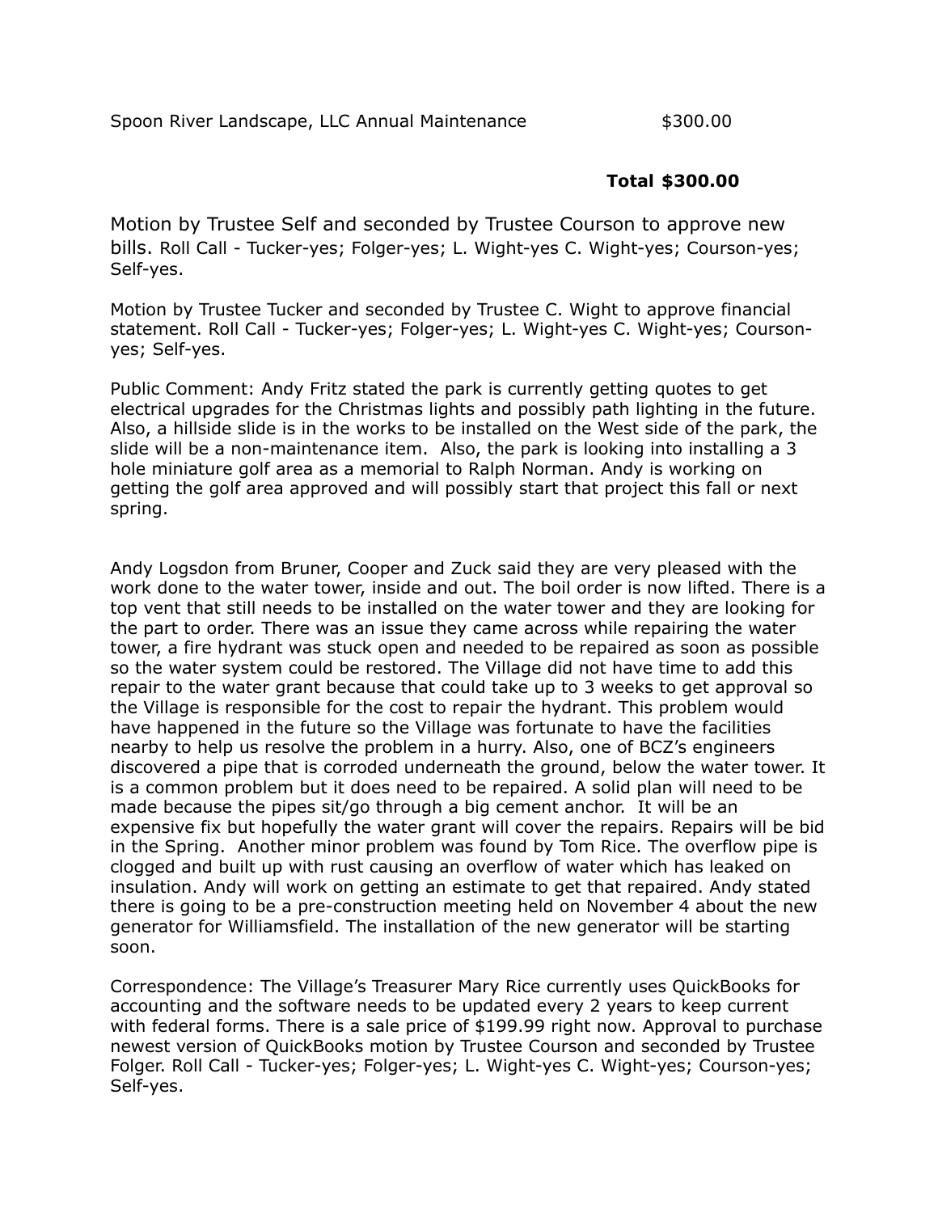| | |
|---|---|
| Spoon River Landscape, LLC Annual Maintenance | $300.00 |
| | **Total $300.00** |

Motion by Trustee Self and seconded by Trustee Courson to approve new bills. Roll Call - Tucker-yes; Folger-yes; L. Wight-yes C. Wight-yes; Courson-yes; Self-yes.

Motion by Trustee Tucker and seconded by Trustee C. Wight to approve financial statement. Roll Call - Tucker-yes; Folger-yes; L. Wight-yes C. Wight-yes; Courson-yes; Self-yes.

Public Comment: Andy Fritz stated the park is currently getting quotes to get electrical upgrades for the Christmas lights and possibly path lighting in the future. Also, a hillside slide is in the works to be installed on the West side of the park, the slide will be a non-maintenance item. Also, the park is looking into installing a 3 hole miniature golf area as a memorial to Ralph Norman. Andy is working on getting the golf area approved and will possibly start that project this fall or next spring.

Andy Logsdon from Bruner, Cooper and Zuck said they are very pleased with the work done to the water tower, inside and out. The boil order is now lifted. There is a top vent that still needs to be installed on the water tower and they are looking for the part to order. There was an issue they came across while repairing the water tower, a fire hydrant was stuck open and needed to be repaired as soon as possible so the water system could be restored. The Village did not have time to add this repair to the water grant because that could take up to 3 weeks to get approval so the Village is responsible for the cost to repair the hydrant. This problem would have happened in the future so the Village was fortunate to have the facilities nearby to help us resolve the problem in a hurry. Also, one of BCZ's engineers discovered a pipe that is corroded underneath the ground, below the water tower. It is a common problem but it does need to be repaired. A solid plan will need to be made because the pipes sit/go through a big cement anchor. It will be an expensive fix but hopefully the water grant will cover the repairs. Repairs will be bid in the Spring. Another minor problem was found by Tom Rice. The overflow pipe is clogged and built up with rust causing an overflow of water which has leaked on insulation. Andy will work on getting an estimate to get that repaired. Andy stated there is going to be a pre-construction meeting held on November 4 about the new generator for Williamsfield. The installation of the new generator will be starting soon.

Correspondence: The Village's Treasurer Mary Rice currently uses QuickBooks for accounting and the software needs to be updated every 2 years to keep current with federal forms. There is a sale price of $199.99 right now. Approval to purchase newest version of QuickBooks motion by Trustee Courson and seconded by Trustee Folger. Roll Call - Tucker-yes; Folger-yes; L. Wight-yes C. Wight-yes; Courson-yes; Self-yes.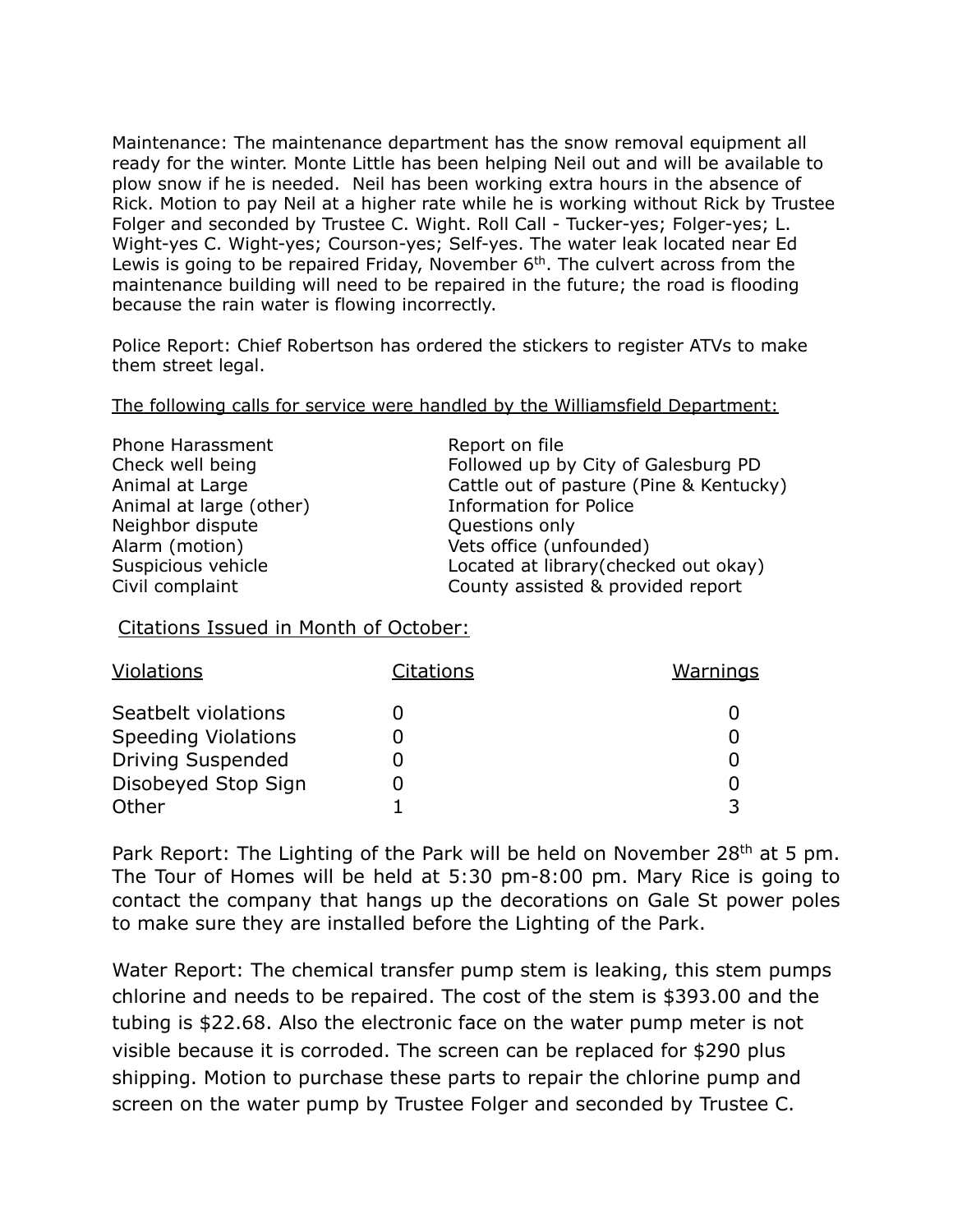Maintenance: The maintenance department has the snow removal equipment all ready for the winter. Monte Little has been helping Neil out and will be available to plow snow if he is needed.  Neil has been working extra hours in the absence of Rick. Motion to pay Neil at a higher rate while he is working without Rick by Trustee Folger and seconded by Trustee C. Wight. Roll Call - Tucker-yes; Folger-yes; L. Wight-yes C. Wight-yes; Courson-yes; Self-yes. The water leak located near Ed Lewis is going to be repaired Friday, November 6th. The culvert across from the maintenance building will need to be repaired in the future; the road is flooding because the rain water is flowing incorrectly.

Police Report: Chief Robertson has ordered the stickers to register ATVs to make them street legal.

The following calls for service were handled by the Williamsfield Department:

| | |
|---|---|
| Phone Harassment | Report on file |
| Check well being | Followed up by City of Galesburg PD |
| Animal at Large | Cattle out of pasture (Pine & Kentucky) |
| Animal at large (other) | Information for Police |
| Neighbor dispute | Questions only |
| Alarm (motion) | Vets office (unfounded) |
| Suspicious vehicle | Located at library(checked out okay) |
| Civil complaint | County assisted & provided report |

Citations Issued in Month of October:

| Violations | Citations | Warnings |
|---|---|---|
| Seatbelt violations | 0 | 0 |
| Speeding Violations | 0 | 0 |
| Driving Suspended | 0 | 0 |
| Disobeyed Stop Sign | 0 | 0 |
| Other | 1 | 3 |

Park Report: The Lighting of the Park will be held on November 28th at 5 pm. The Tour of Homes will be held at 5:30 pm-8:00 pm. Mary Rice is going to contact the company that hangs up the decorations on Gale St power poles to make sure they are installed before the Lighting of the Park.

Water Report: The chemical transfer pump stem is leaking, this stem pumps chlorine and needs to be repaired. The cost of the stem is $393.00 and the tubing is $22.68. Also the electronic face on the water pump meter is not visible because it is corroded. The screen can be replaced for $290 plus shipping. Motion to purchase these parts to repair the chlorine pump and screen on the water pump by Trustee Folger and seconded by Trustee C.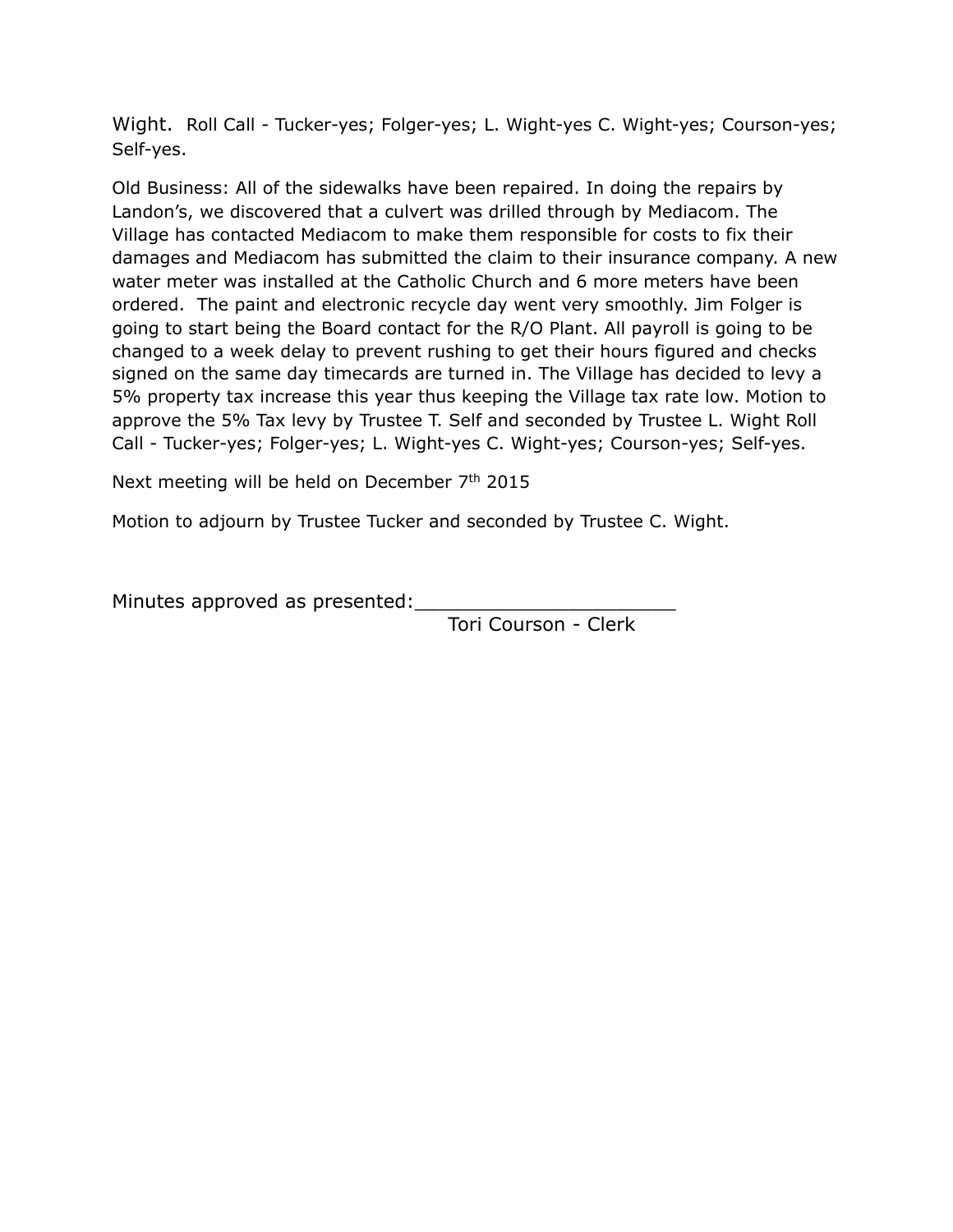Wight. Roll Call - Tucker-yes; Folger-yes; L. Wight-yes C. Wight-yes; Courson-yes; Self-yes.

Old Business: All of the sidewalks have been repaired. In doing the repairs by Landon's, we discovered that a culvert was drilled through by Mediacom. The Village has contacted Mediacom to make them responsible for costs to fix their damages and Mediacom has submitted the claim to their insurance company. A new water meter was installed at the Catholic Church and 6 more meters have been ordered. The paint and electronic recycle day went very smoothly. Jim Folger is going to start being the Board contact for the R/O Plant. All payroll is going to be changed to a week delay to prevent rushing to get their hours figured and checks signed on the same day timecards are turned in. The Village has decided to levy a 5% property tax increase this year thus keeping the Village tax rate low. Motion to approve the 5% Tax levy by Trustee T. Self and seconded by Trustee L. Wight Roll Call - Tucker-yes; Folger-yes; L. Wight-yes C. Wight-yes; Courson-yes; Self-yes.

Next meeting will be held on December 7th 2015

Motion to adjourn by Trustee Tucker and seconded by Trustee C. Wight.

Minutes approved as presented:______________________

Tori Courson - Clerk